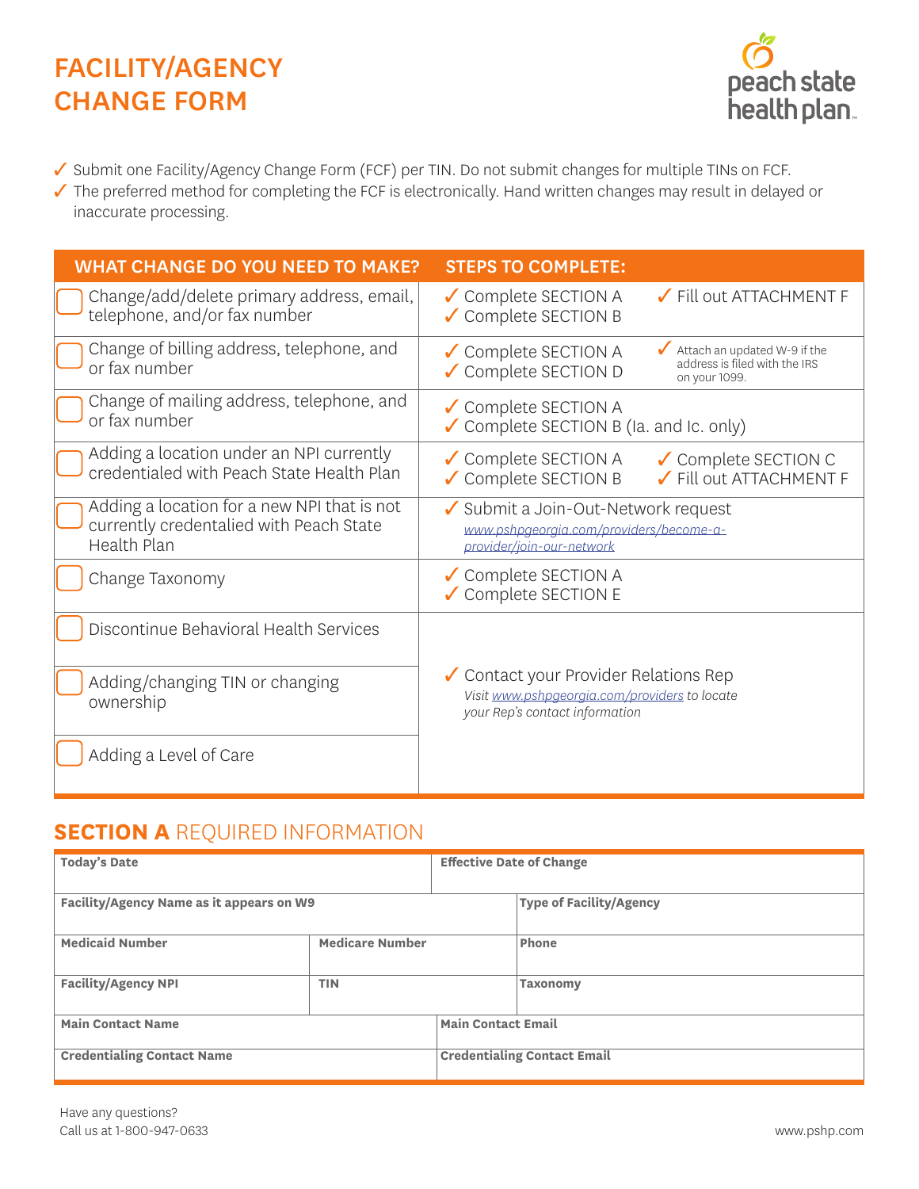# FACILITY/AGENCY CHANGE FORM

peach state health plan

- ✓ Submit one Facility/Agency Change Form (FCF) per TIN. Do not submit changes for multiple TINs on FCF.
- ✓ The preferred method for completing the FCF is electronically. Hand written changes may result in delayed or inaccurate processing.

| WHAT CHANGE DO YOU NEED TO MAKE? | STEPS TO COMPLETE: |
|---|---|
| ☐ Change/add/delete primary address, email, telephone, and/or fax number | ✓ Complete SECTION A ✓ Complete SECTION B ✓ Fill out ATTACHMENT F |
| ☐ Change of billing address, telephone, and or fax number | ✓ Complete SECTION A ✓ Complete SECTION D ✓ Attach an updated W-9 if the address is filed with the IRS on your 1099. |
| ☐ Change of mailing address, telephone, and or fax number | ✓ Complete SECTION A ✓ Complete SECTION B (Ia. and Ic. only) |
| ☐ Adding a location under an NPI currently credentialed with Peach State Health Plan | ✓ Complete SECTION A ✓ Complete SECTION B ✓ Complete SECTION C ✓ Fill out ATTACHMENT F |
| ☐ Adding a location for a new NPI that is not currently credentialed with Peach State Health Plan | ✓ Submit a Join-Out-Network request *www.pshpgeorgia.com/providers/become-a-provider/join-our-network* |
| ☐ Change Taxonomy | ✓ Complete SECTION A ✓ Complete SECTION E |
| ☐ Discontinue Behavioral Health Services | ✓ Contact your Provider Relations Rep *Visit www.pshpgeorgia.com/providers to locate your Rep's contact information* |
| ☐ Adding/changing TIN or changing ownership | |
| ☐ Adding a Level of Care | |

## SECTION A REQUIRED INFORMATION

| Today's Date | | Effective Date of Change |
|---|---|---|
| Facility/Agency Name as it appears on W9 | | Type of Facility/Agency |
| Medicaid Number | Medicare Number | Phone |
| Facility/Agency NPI | TIN | Taxonomy |
| Main Contact Name | | Main Contact Email |
| Credentialing Contact Name | | Credentialing Contact Email |

Have any questions?
Call us at 1-800-947-0633

www.pshp.com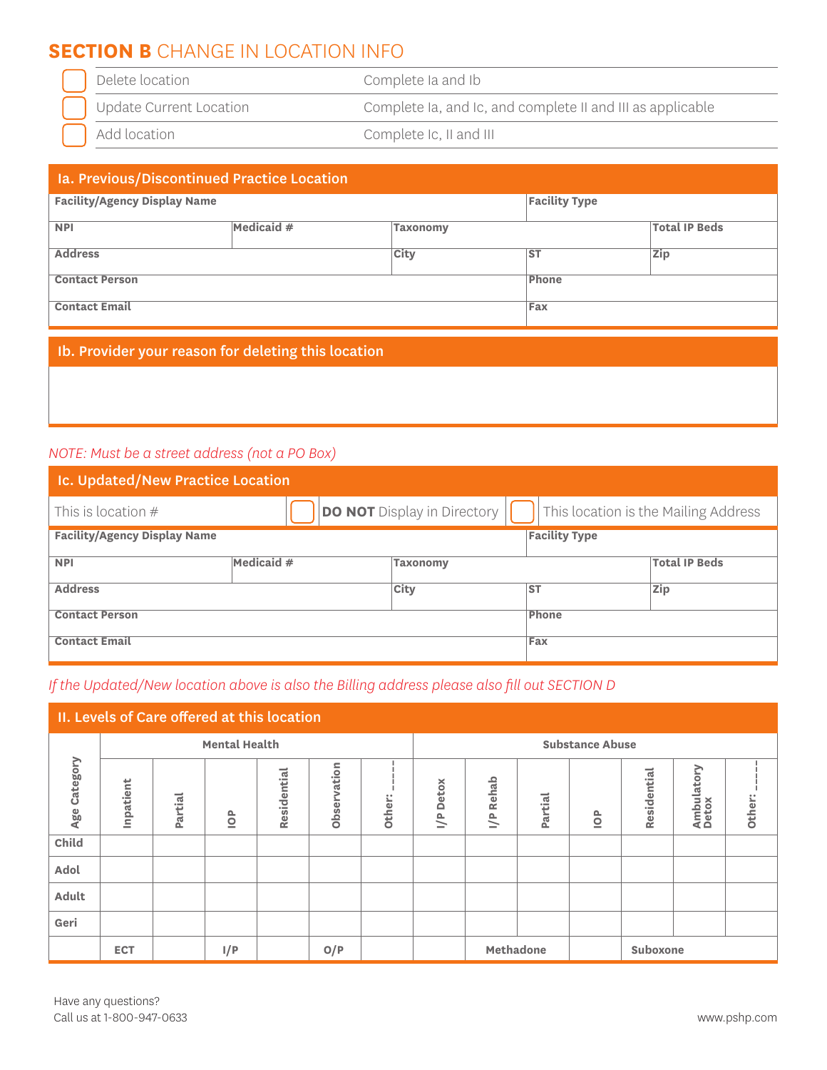## SECTION B CHANGE IN LOCATION INFO

| | | |
|---|---|---|
| ☐ | Delete location | Complete Ia and Ib |
| ☐ | Update Current Location | Complete Ia, and Ic, and complete II and III as applicable |
| ☐ | Add location | Complete Ic, II and III |

### Ia. Previous/Discontinued Practice Location

| **Facility/Agency Display Name** | | | **Facility Type** | |
|---|---|---|---|---|
| **NPI** | **Medicaid #** | **Taxonomy** | | **Total IP Beds** |
| **Address** | | **City** | **ST** | **Zip** |
| **Contact Person** | | | **Phone** | |
| **Contact Email** | | | **Fax** | |

### Ib. Provider your reason for deleting this location

*NOTE: Must be a street address (not a PO Box)*

### Ic. Updated/New Practice Location

| This is location # | ☐ **DO NOT** Display in Directory | | ☐ This location is the Mailing Address | |
|---|---|---|---|---|
| **Facility/Agency Display Name** | | | **Facility Type** | |
| **NPI** | **Medicaid #** | **Taxonomy** | | **Total IP Beds** |
| **Address** | | **City** | **ST** | **Zip** |
| **Contact Person** | | | **Phone** | |
| **Contact Email** | | | **Fax** | |

*If the Updated/New location above is also the Billing address please also fill out SECTION D*

### II. Levels of Care offered at this location

| | **Mental Health** | | | | | | **Substance Abuse** | | | | | | |
|---|---|---|---|---|---|---|---|---|---|---|---|---|---|
| **Age Category** | **Inpatient** | **Partial** | **IOP** | **Residential** | **Observation** | **Other: _____** | **I/P Detox** | **I/P Rehab** | **Partial** | **IOP** | **Residential** | **Ambulatory Detox** | **Other: _____** |
| **Child** | | | | | | | | | | | | | |
| **Adol** | | | | | | | | | | | | | |
| **Adult** | | | | | | | | | | | | | |
| **Geri** | | | | | | | | | | | | | |
| | **ECT** | | **I/P** | | **O/P** | | | **Methadone** | | | **Suboxone** | | |

Have any questions?
Call us at 1-800-947-0633

www.pshp.com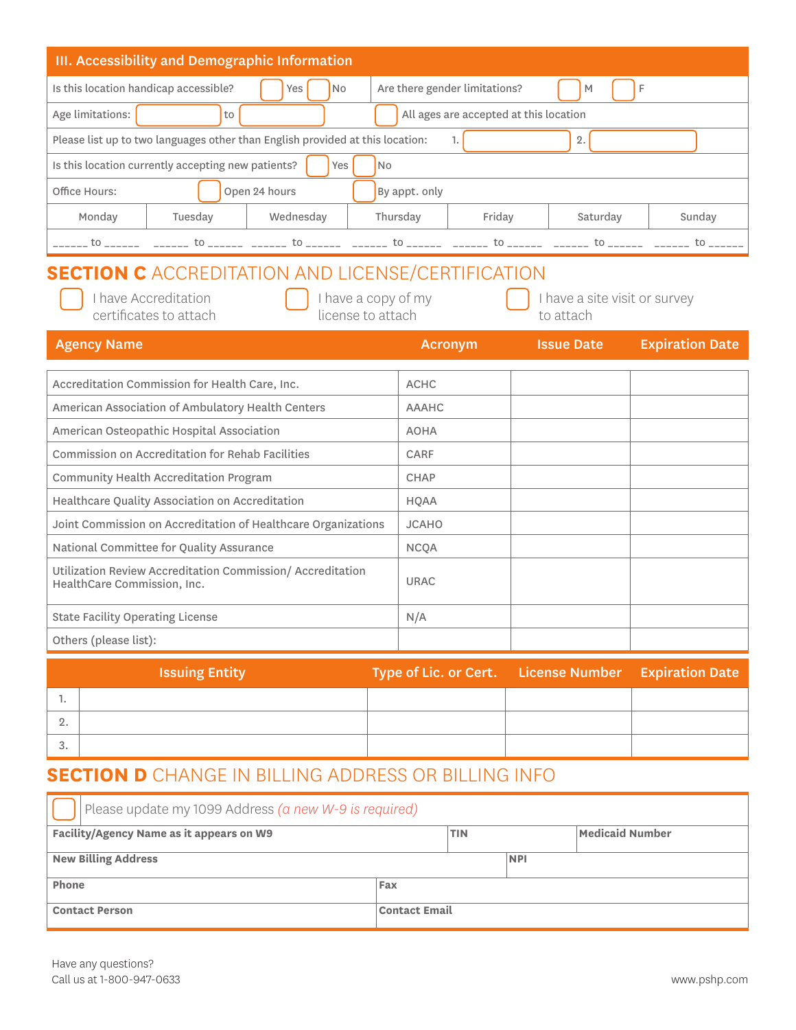## III. Accessibility and Demographic Information

| | |
|---|---|
| Is this location handicap accessible? ☐ Yes ☐ No | Are there gender limitations? ☐ M ☐ F |
| Age limitations: ______ to ______ | ☐ All ages are accepted at this location |

Please list up to two languages other than English provided at this location: 1. ______ 2. ______

Is this location currently accepting new patients? ☐ Yes ☐ No

Office Hours: ☐ Open 24 hours ☐ By appt. only

| Monday | Tuesday | Wednesday | Thursday | Friday | Saturday | Sunday |
|---|---|---|---|---|---|---|
| ______ to ______ | ______ to ______ | ______ to ______ | ______ to ______ | ______ to ______ | ______ to ______ | ______ to ______ |

## SECTION C ACCREDITATION AND LICENSE/CERTIFICATION

☐ I have Accreditation certificates to attach ☐ I have a copy of my license to attach ☐ I have a site visit or survey to attach

| Agency Name | Acronym | Issue Date | Expiration Date |
|---|---|---|---|
| Accreditation Commission for Health Care, Inc. | ACHC | | |
| American Association of Ambulatory Health Centers | AAAHC | | |
| American Osteopathic Hospital Association | AOHA | | |
| Commission on Accreditation for Rehab Facilities | CARF | | |
| Community Health Accreditation Program | CHAP | | |
| Healthcare Quality Association on Accreditation | HQAA | | |
| Joint Commission on Accreditation of Healthcare Organizations | JCAHO | | |
| National Committee for Quality Assurance | NCQA | | |
| Utilization Review Accreditation Commission/ Accreditation HealthCare Commission, Inc. | URAC | | |
| State Facility Operating License | N/A | | |
| Others (please list): | | | |

| | Issuing Entity | Type of Lic. or Cert. | License Number | Expiration Date |
|---|---|---|---|---|
| 1. | | | | |
| 2. | | | | |
| 3. | | | | |

## SECTION D CHANGE IN BILLING ADDRESS OR BILLING INFO

☐ Please update my 1099 Address *(a new W-9 is required)*

| | | |
|---|---|---|
| **Facility/Agency Name as it appears on W9** | **TIN** | **Medicaid Number** |
| **New Billing Address** | **NPI** | |
| **Phone** | **Fax** | |
| **Contact Person** | **Contact Email** | |

Have any questions?
Call us at 1-800-947-0633

www.pshp.com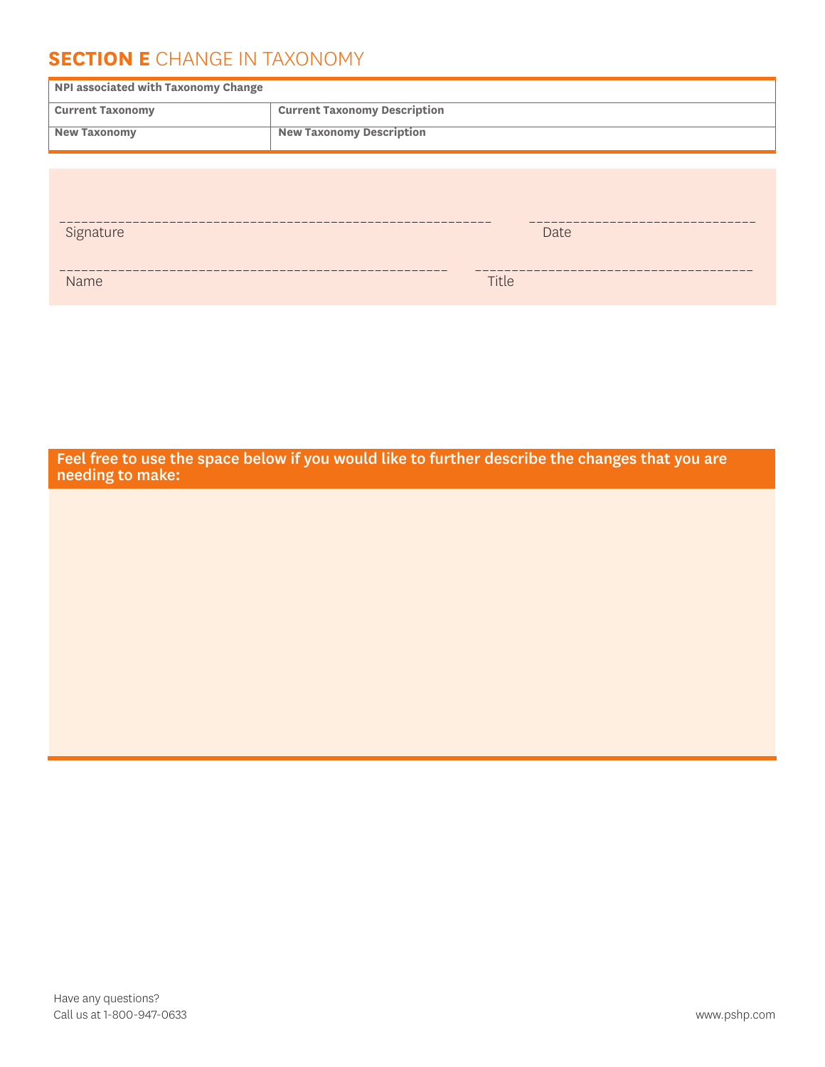## SECTION E CHANGE IN TAXONOMY

| NPI associated with Taxonomy Change | |
|---|---|
| Current Taxonomy | Current Taxonomy Description |
| New Taxonomy | New Taxonomy Description |

_______________________________________________ Signature

_______________________________ Date

_______________________________________________ Name

_______________________________ Title

**Feel free to use the space below if you would like to further describe the changes that you are needing to make:**

Have any questions?
Call us at 1-800-947-0633

www.pshp.com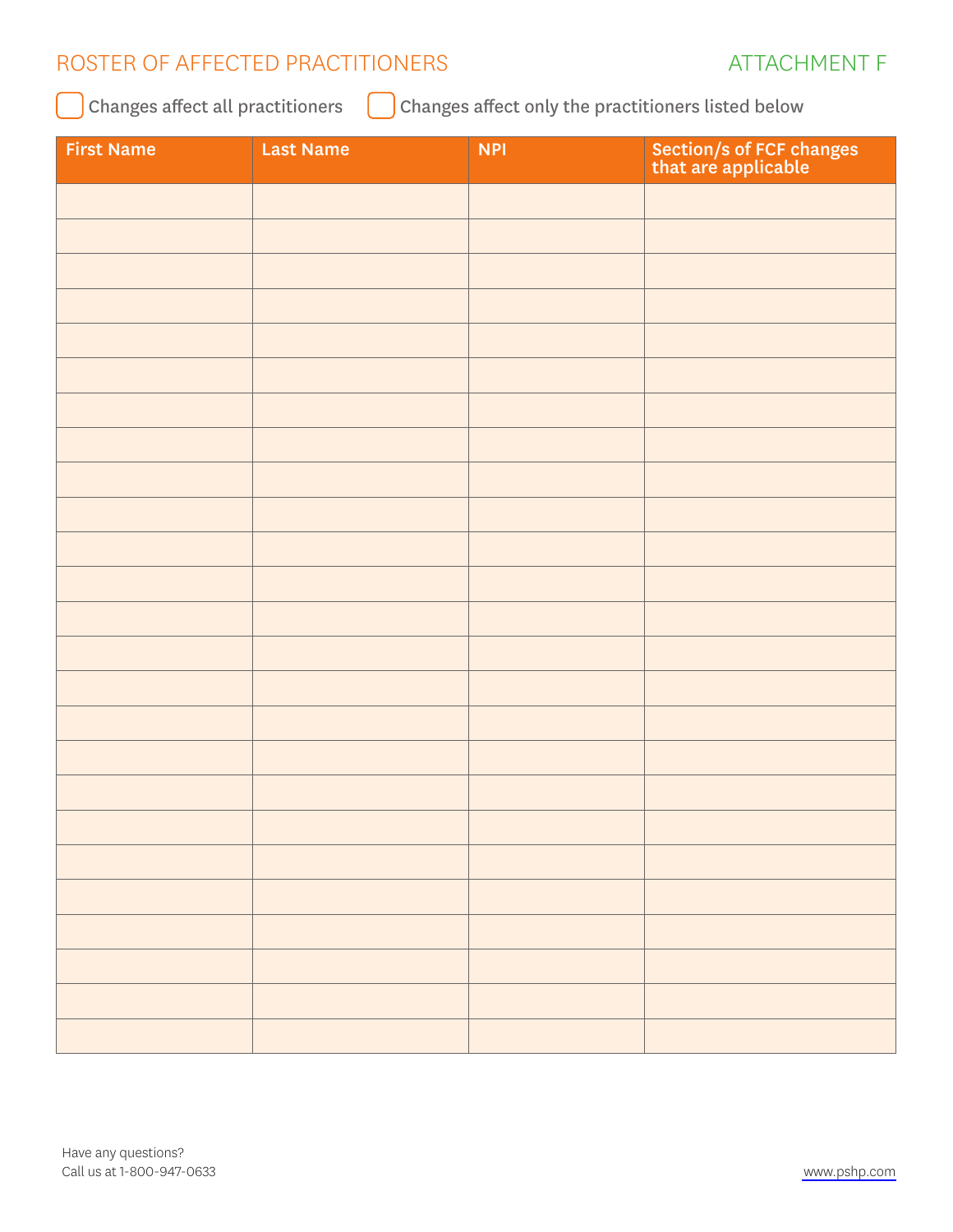# ROSTER OF AFFECTED PRACTITIONERS

ATTACHMENT F

☐ Changes affect all practitioners ☐ Changes affect only the practitioners listed below

| First Name | Last Name | NPI | Section/s of FCF changes that are applicable |
|---|---|---|---|
| | | | |
| | | | |
| | | | |
| | | | |
| | | | |
| | | | |
| | | | |
| | | | |
| | | | |
| | | | |
| | | | |
| | | | |
| | | | |
| | | | |
| | | | |
| | | | |
| | | | |
| | | | |
| | | | |
| | | | |
| | | | |
| | | | |
| | | | |
| | | | |
| | | | |

Have any questions?
Call us at 1-800-947-0633

www.pshp.com